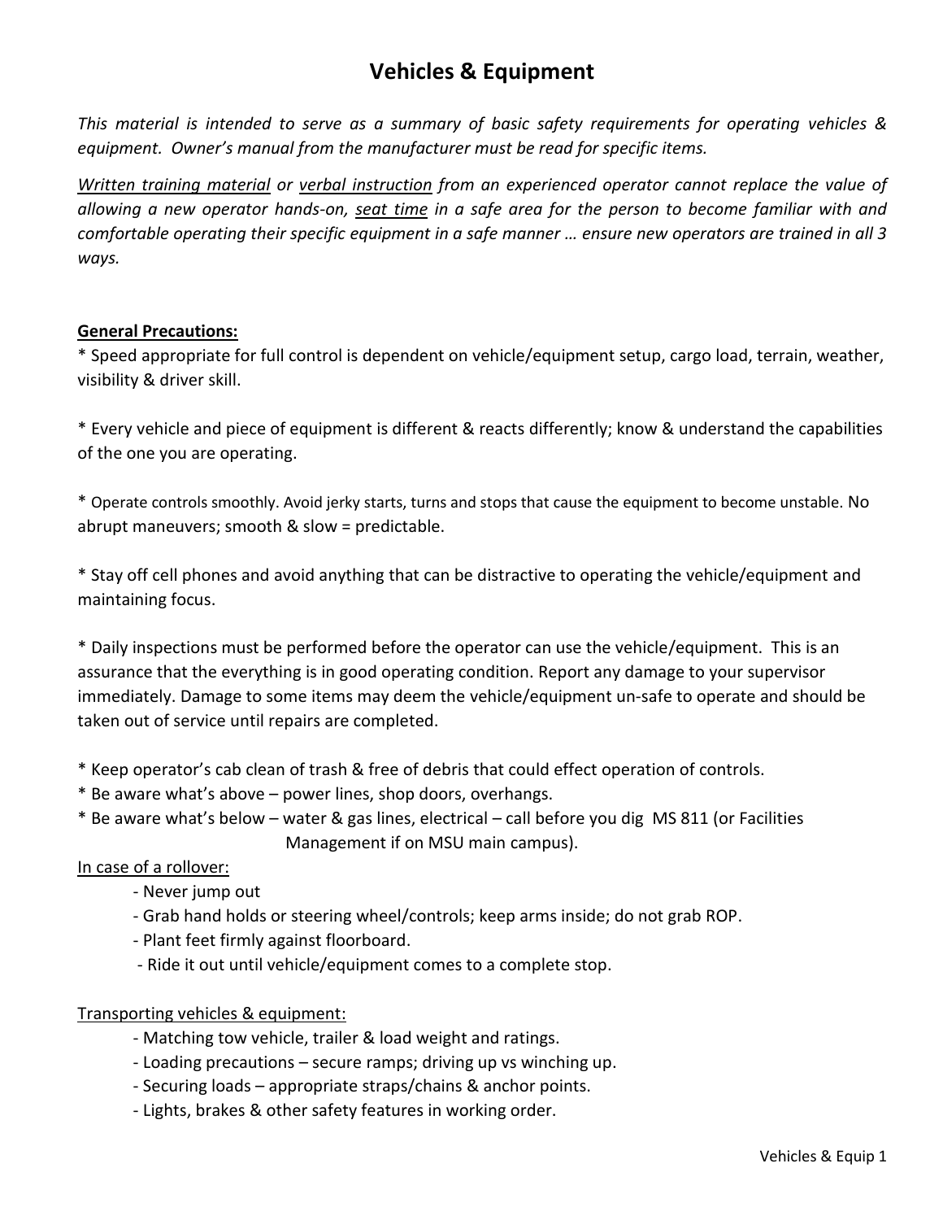# Vehicles & Equipment

*This material is intended to serve as a summary of basic safety requirements for operating vehicles & equipment. Owner's manual from the manufacturer must be read for specific items.*

*<u>Written training material</u> or <u>verbal instruction</u> from an experienced operator cannot replace the value of allowing a new operator hands-on, <u>seat time</u> in a safe area for the person to become familiar with and comfortable operating their specific equipment in a safe manner … ensure new operators are trained in all 3 ways.*

**<u>General Precautions:</u>**

* Speed appropriate for full control is dependent on vehicle/equipment setup, cargo load, terrain, weather, visibility & driver skill.

* Every vehicle and piece of equipment is different & reacts differently; know & understand the capabilities of the one you are operating.

* Operate controls smoothly. Avoid jerky starts, turns and stops that cause the equipment to become unstable. No abrupt maneuvers; smooth & slow = predictable.

* Stay off cell phones and avoid anything that can be distractive to operating the vehicle/equipment and maintaining focus.

* Daily inspections must be performed before the operator can use the vehicle/equipment. This is an assurance that the everything is in good operating condition. Report any damage to your supervisor immediately. Damage to some items may deem the vehicle/equipment un-safe to operate and should be taken out of service until repairs are completed.

* Keep operator's cab clean of trash & free of debris that could effect operation of controls.
* Be aware what's above – power lines, shop doors, overhangs.
* Be aware what's below – water & gas lines, electrical – call before you dig MS 811 (or Facilities Management if on MSU main campus).

<u>In case of a rollover:</u>

- Never jump out
- Grab hand holds or steering wheel/controls; keep arms inside; do not grab ROP.
- Plant feet firmly against floorboard.
- Ride it out until vehicle/equipment comes to a complete stop.

<u>Transporting vehicles & equipment:</u>

- Matching tow vehicle, trailer & load weight and ratings.
- Loading precautions – secure ramps; driving up vs winching up.
- Securing loads – appropriate straps/chains & anchor points.
- Lights, brakes & other safety features in working order.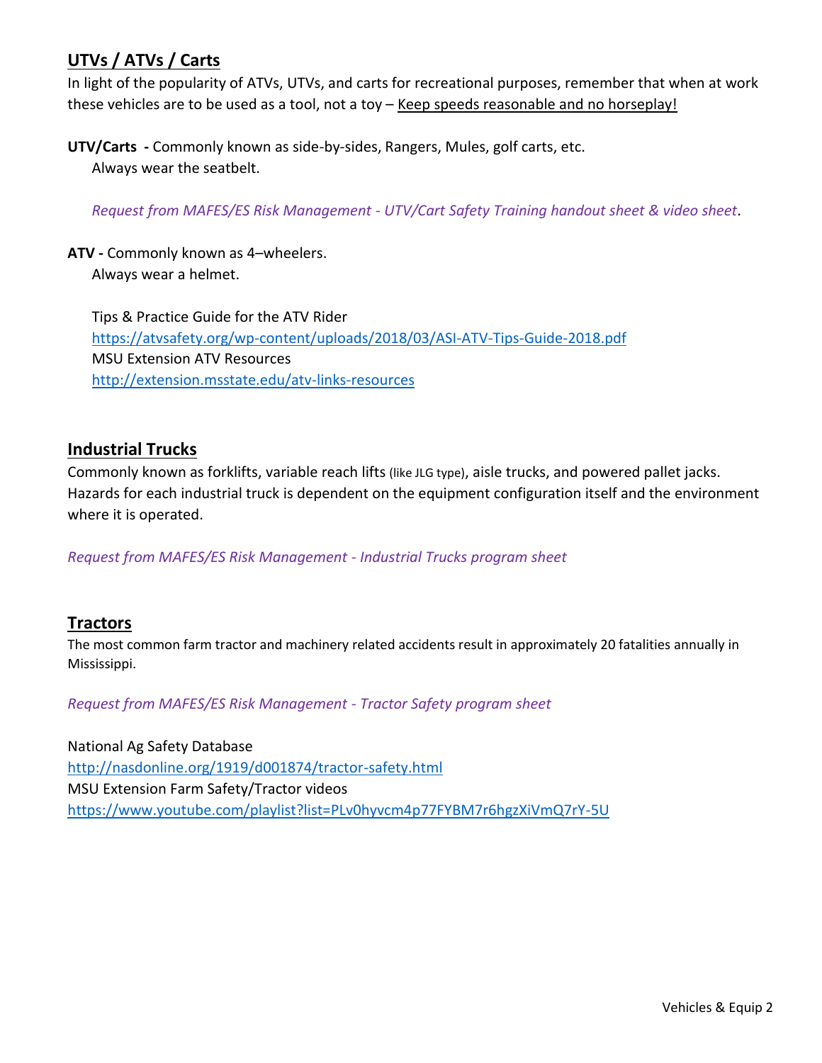## UTVs / ATVs / Carts

In light of the popularity of ATVs, UTVs, and carts for recreational purposes, remember that when at work these vehicles are to be used as a tool, not a toy – <u>Keep speeds reasonable and no horseplay!</u>

**UTV/Carts -** Commonly known as side-by-sides, Rangers, Mules, golf carts, etc.
Always wear the seatbelt.

*Request from MAFES/ES Risk Management - UTV/Cart Safety Training handout sheet & video sheet*.

**ATV -** Commonly known as 4–wheelers.
Always wear a helmet.

Tips & Practice Guide for the ATV Rider
https://atvsafety.org/wp-content/uploads/2018/03/ASI-ATV-Tips-Guide-2018.pdf
MSU Extension ATV Resources
http://extension.msstate.edu/atv-links-resources

## Industrial Trucks

Commonly known as forklifts, variable reach lifts (like JLG type), aisle trucks, and powered pallet jacks. Hazards for each industrial truck is dependent on the equipment configuration itself and the environment where it is operated.

*Request from MAFES/ES Risk Management - Industrial Trucks program sheet*

## Tractors

The most common farm tractor and machinery related accidents result in approximately 20 fatalities annually in Mississippi.

*Request from MAFES/ES Risk Management - Tractor Safety program sheet*

National Ag Safety Database
http://nasdonline.org/1919/d001874/tractor-safety.html
MSU Extension Farm Safety/Tractor videos
https://www.youtube.com/playlist?list=PLv0hyvcm4p77FYBM7r6hgzXiVmQ7rY-5U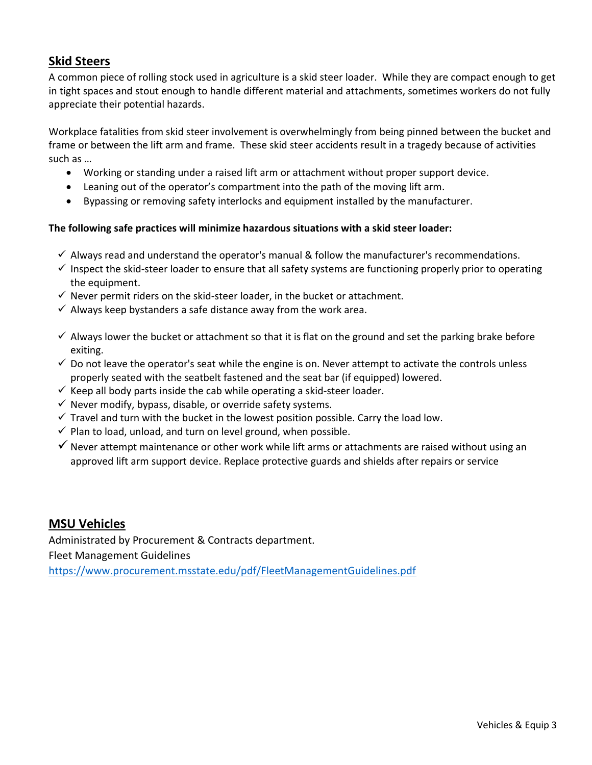## Skid Steers

A common piece of rolling stock used in agriculture is a skid steer loader. While they are compact enough to get in tight spaces and stout enough to handle different material and attachments, sometimes workers do not fully appreciate their potential hazards.

Workplace fatalities from skid steer involvement is overwhelmingly from being pinned between the bucket and frame or between the lift arm and frame. These skid steer accidents result in a tragedy because of activities such as …

- Working or standing under a raised lift arm or attachment without proper support device.
- Leaning out of the operator's compartment into the path of the moving lift arm.
- Bypassing or removing safety interlocks and equipment installed by the manufacturer.

**The following safe practices will minimize hazardous situations with a skid steer loader:**

- ✓ Always read and understand the operator's manual & follow the manufacturer's recommendations.
- ✓ Inspect the skid-steer loader to ensure that all safety systems are functioning properly prior to operating the equipment.
- ✓ Never permit riders on the skid-steer loader, in the bucket or attachment.
- ✓ Always keep bystanders a safe distance away from the work area.
- ✓ Always lower the bucket or attachment so that it is flat on the ground and set the parking brake before exiting.
- ✓ Do not leave the operator's seat while the engine is on. Never attempt to activate the controls unless properly seated with the seatbelt fastened and the seat bar (if equipped) lowered.
- ✓ Keep all body parts inside the cab while operating a skid-steer loader.
- ✓ Never modify, bypass, disable, or override safety systems.
- ✓ Travel and turn with the bucket in the lowest position possible. Carry the load low.
- ✓ Plan to load, unload, and turn on level ground, when possible.
- ✓ Never attempt maintenance or other work while lift arms or attachments are raised without using an approved lift arm support device. Replace protective guards and shields after repairs or service

## MSU Vehicles

Administrated by Procurement & Contracts department.

Fleet Management Guidelines

https://www.procurement.msstate.edu/pdf/FleetManagementGuidelines.pdf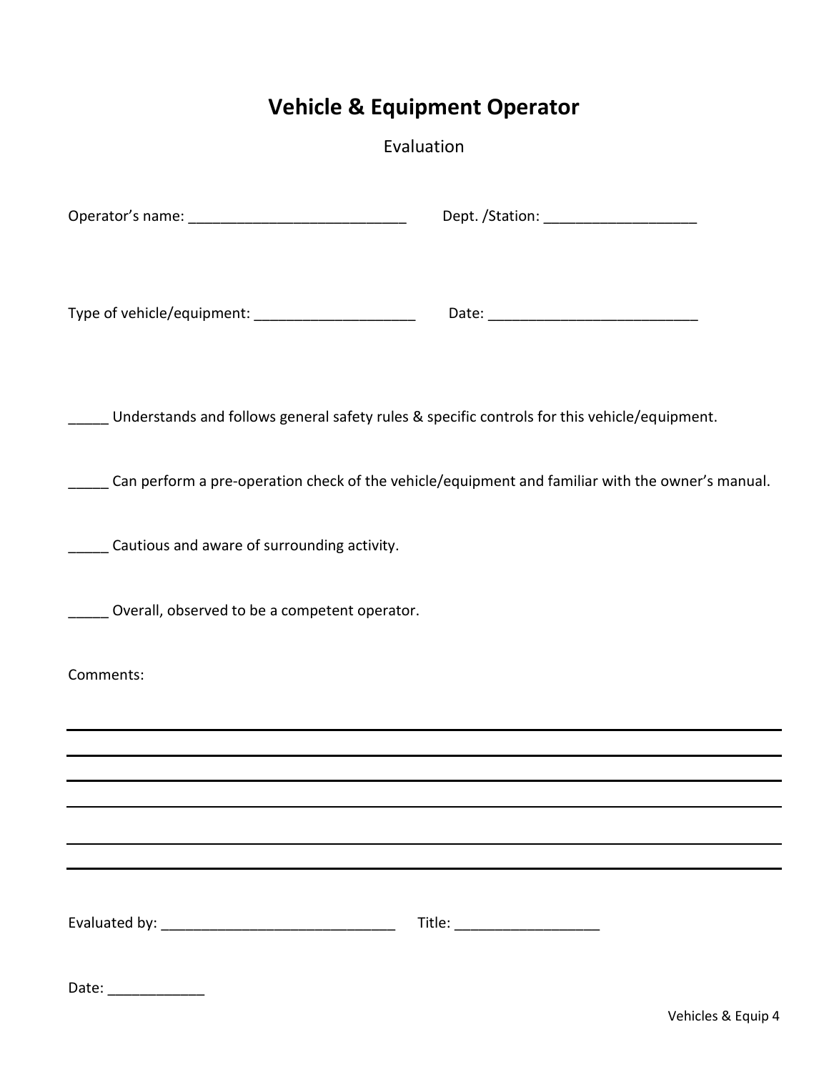# Vehicle & Equipment Operator

Evaluation

Operator's name: ___________________________ Dept. /Station: ___________________

Type of vehicle/equipment: ____________________ Date: __________________________

_____ Understands and follows general safety rules & specific controls for this vehicle/equipment.

_____ Can perform a pre-operation check of the vehicle/equipment and familiar with the owner's manual.

_____ Cautious and aware of surrounding activity.

_____ Overall, observed to be a competent operator.

Comments:

______________________________________________________________________________

______________________________________________________________________________

______________________________________________________________________________

______________________________________________________________________________

______________________________________________________________________________

______________________________________________________________________________

Evaluated by: ______________________________ Title: __________________

Date: ____________

Vehicles & Equip 4